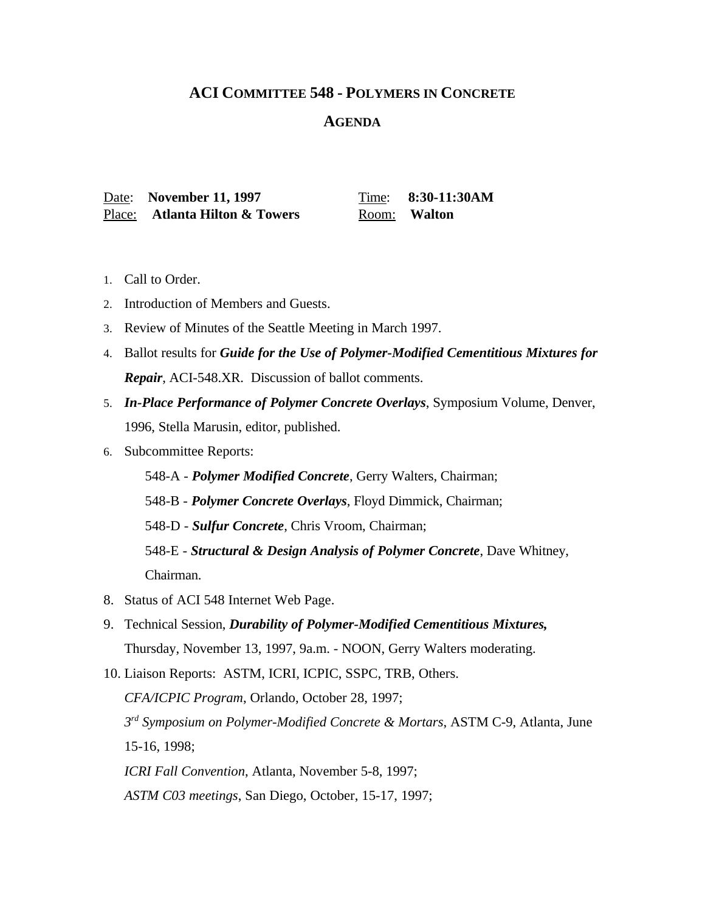# ACI COMMITTEE 548 - POLYMERS IN CONCRETE

## AGENDA

Date: **November 11, 1997** Time: **8:30-11:30AM**
Place: **Atlanta Hilton & Towers** Room: **Walton**

1. Call to Order.
2. Introduction of Members and Guests.
3. Review of Minutes of the Seattle Meeting in March 1997.
4. Ballot results for ***Guide for the Use of Polymer-Modified Cementitious Mixtures for Repair***, ACI-548.XR. Discussion of ballot comments.
5. ***In-Place Performance of Polymer Concrete Overlays***, Symposium Volume, Denver, 1996, Stella Marusin, editor, published.
6. Subcommittee Reports:

   548-A - ***Polymer Modified Concrete***, Gerry Walters, Chairman;

   548-B - ***Polymer Concrete Overlays***, Floyd Dimmick, Chairman;

   548-D - ***Sulfur Concrete***, Chris Vroom, Chairman;

   548-E - ***Structural & Design Analysis of Polymer Concrete***, Dave Whitney, Chairman.

8. Status of ACI 548 Internet Web Page.
9. Technical Session, ***Durability of Polymer-Modified Cementitious Mixtures,*** Thursday, November 13, 1997, 9a.m. - NOON, Gerry Walters moderating.
10. Liaison Reports: ASTM, ICRI, ICPIC, SSPC, TRB, Others.

    *CFA/ICPIC Program*, Orlando, October 28, 1997;

    *3rd Symposium on Polymer-Modified Concrete & Mortars*, ASTM C-9, Atlanta, June 15-16, 1998;

    *ICRI Fall Convention*, Atlanta, November 5-8, 1997;

    *ASTM C03 meetings*, San Diego, October, 15-17, 1997;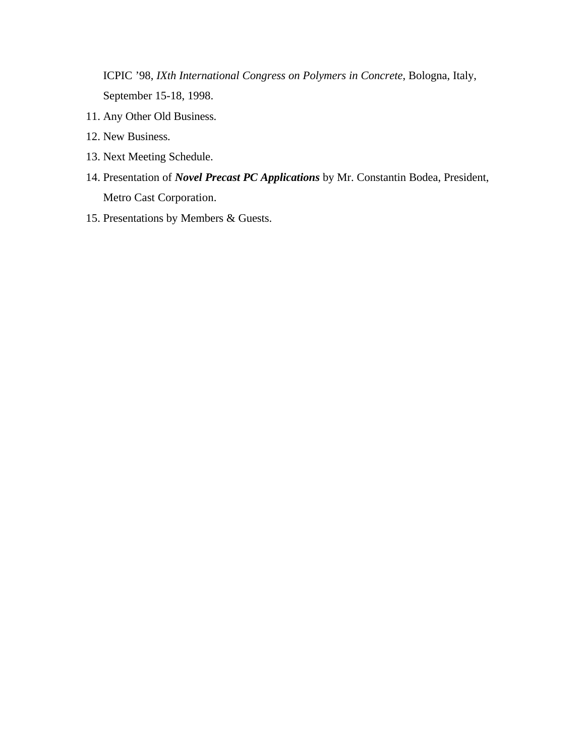ICPIC ’98, *IXth International Congress on Polymers in Concrete*, Bologna, Italy, September 15-18, 1998.

11. Any Other Old Business.
12. New Business.
13. Next Meeting Schedule.
14. Presentation of ***Novel Precast PC Applications*** by Mr. Constantin Bodea, President, Metro Cast Corporation.
15. Presentations by Members & Guests.